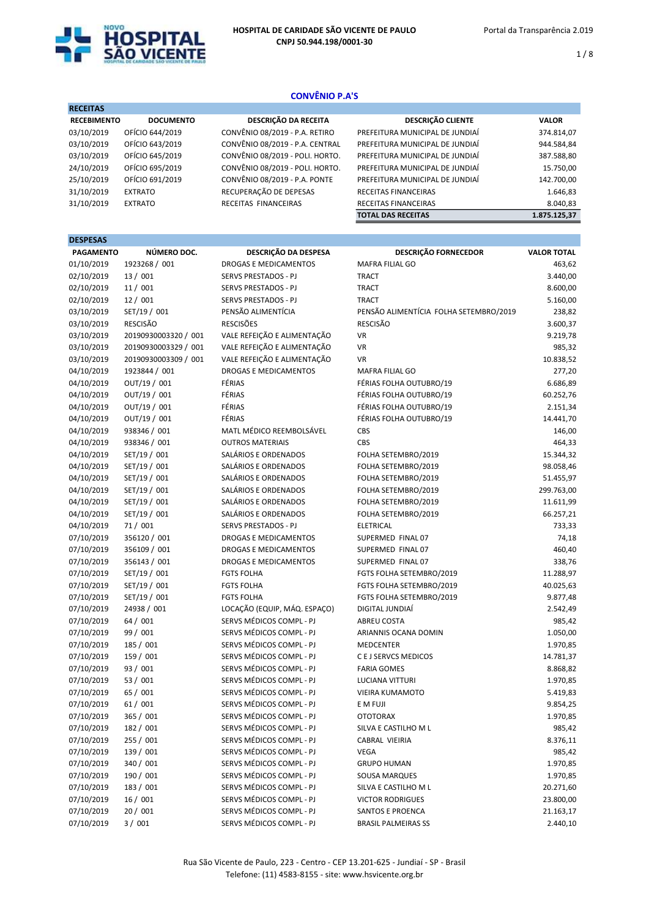HOSPITAL DE CARIDADE SÃO VICENTE DE PAULO
CNPJ 50.944.198/0001-30

## CONVÊNIO P.A'S

| RECEITAS | | | | |
|---|---|---|---|---|
| RECEBIMENTO | DOCUMENTO | DESCRIÇÃO DA RECEITA | DESCRIÇÃO CLIENTE | VALOR |
| 03/10/2019 | OFÍCIO 644/2019 | CONVÊNIO 08/2019 - P.A. RETIRO | PREFEITURA MUNICIPAL DE JUNDIAÍ | 374.814,07 |
| 03/10/2019 | OFÍCIO 643/2019 | CONVÊNIO 08/2019 - P.A. CENTRAL | PREFEITURA MUNICIPAL DE JUNDIAÍ | 944.584,84 |
| 03/10/2019 | OFÍCIO 645/2019 | CONVÊNIO 08/2019 - POLI. HORTO. | PREFEITURA MUNICIPAL DE JUNDIAÍ | 387.588,80 |
| 24/10/2019 | OFÍCIO 695/2019 | CONVÊNIO 08/2019 - POLI. HORTO. | PREFEITURA MUNICIPAL DE JUNDIAÍ | 15.750,00 |
| 25/10/2019 | OFÍCIO 691/2019 | CONVÊNIO 08/2019 - P.A. PONTE | PREFEITURA MUNICIPAL DE JUNDIAÍ | 142.700,00 |
| 31/10/2019 | EXTRATO | RECUPERAÇÃO DE DEPESAS | RECEITAS FINANCEIRAS | 1.646,83 |
| 31/10/2019 | EXTRATO | RECEITAS FINANCEIRAS | RECEITAS FINANCEIRAS | 8.040,83 |
| | | | TOTAL DAS RECEITAS | 1.875.125,37 |

| DESPESAS | | | | |
|---|---|---|---|---|
| PAGAMENTO | NÚMERO DOC. | DESCRIÇÃO DA DESPESA | DESCRIÇÃO FORNECEDOR | VALOR TOTAL |
| 01/10/2019 | 1923268 / 001 | DROGAS E MEDICAMENTOS | MAFRA FILIAL GO | 463,62 |
| 02/10/2019 | 13 / 001 | SERVS PRESTADOS - PJ | TRACT | 3.440,00 |
| 02/10/2019 | 11 / 001 | SERVS PRESTADOS - PJ | TRACT | 8.600,00 |
| 02/10/2019 | 12 / 001 | SERVS PRESTADOS - PJ | TRACT | 5.160,00 |
| 03/10/2019 | SET/19 / 001 | PENSÃO ALIMENTÍCIA | PENSÃO ALIMENTÍCIA FOLHA SETEMBRO/2019 | 238,82 |
| 03/10/2019 | RESCISÃO | RESCISÕES | RESCISÃO | 3.600,37 |
| 03/10/2019 | 20190930003320 / 001 | VALE REFEIÇÃO E ALIMENTAÇÃO | VR | 9.219,78 |
| 03/10/2019 | 20190930003329 / 001 | VALE REFEIÇÃO E ALIMENTAÇÃO | VR | 985,32 |
| 03/10/2019 | 20190930003309 / 001 | VALE REFEIÇÃO E ALIMENTAÇÃO | VR | 10.838,52 |
| 04/10/2019 | 1923844 / 001 | DROGAS E MEDICAMENTOS | MAFRA FILIAL GO | 277,20 |
| 04/10/2019 | OUT/19 / 001 | FÉRIAS | FÉRIAS FOLHA OUTUBRO/19 | 6.686,89 |
| 04/10/2019 | OUT/19 / 001 | FÉRIAS | FÉRIAS FOLHA OUTUBRO/19 | 60.252,76 |
| 04/10/2019 | OUT/19 / 001 | FÉRIAS | FÉRIAS FOLHA OUTUBRO/19 | 2.151,34 |
| 04/10/2019 | OUT/19 / 001 | FÉRIAS | FÉRIAS FOLHA OUTUBRO/19 | 14.441,70 |
| 04/10/2019 | 938346 / 001 | MATL MÉDICO REEMBOLSÁVEL | CBS | 146,00 |
| 04/10/2019 | 938346 / 001 | OUTROS MATERIAIS | CBS | 464,33 |
| 04/10/2019 | SET/19 / 001 | SALÁRIOS E ORDENADOS | FOLHA SETEMBRO/2019 | 15.344,32 |
| 04/10/2019 | SET/19 / 001 | SALÁRIOS E ORDENADOS | FOLHA SETEMBRO/2019 | 98.058,46 |
| 04/10/2019 | SET/19 / 001 | SALÁRIOS E ORDENADOS | FOLHA SETEMBRO/2019 | 51.455,97 |
| 04/10/2019 | SET/19 / 001 | SALÁRIOS E ORDENADOS | FOLHA SETEMBRO/2019 | 299.763,00 |
| 04/10/2019 | SET/19 / 001 | SALÁRIOS E ORDENADOS | FOLHA SETEMBRO/2019 | 11.611,99 |
| 04/10/2019 | SET/19 / 001 | SALÁRIOS E ORDENADOS | FOLHA SETEMBRO/2019 | 66.257,21 |
| 04/10/2019 | 71 / 001 | SERVS PRESTADOS - PJ | ELETRICAL | 733,33 |
| 07/10/2019 | 356120 / 001 | DROGAS E MEDICAMENTOS | SUPERMED FINAL 07 | 74,18 |
| 07/10/2019 | 356109 / 001 | DROGAS E MEDICAMENTOS | SUPERMED FINAL 07 | 460,40 |
| 07/10/2019 | 356143 / 001 | DROGAS E MEDICAMENTOS | SUPERMED FINAL 07 | 338,76 |
| 07/10/2019 | SET/19 / 001 | FGTS FOLHA | FGTS FOLHA SETEMBRO/2019 | 11.288,97 |
| 07/10/2019 | SET/19 / 001 | FGTS FOLHA | FGTS FOLHA SETEMBRO/2019 | 40.025,63 |
| 07/10/2019 | SET/19 / 001 | FGTS FOLHA | FGTS FOLHA SETEMBRO/2019 | 9.877,48 |
| 07/10/2019 | 24938 / 001 | LOCAÇÃO (EQUIP, MÁQ. ESPAÇO) | DIGITAL JUNDIAÍ | 2.542,49 |
| 07/10/2019 | 64 / 001 | SERVS MÉDICOS COMPL - PJ | ABREU COSTA | 985,42 |
| 07/10/2019 | 99 / 001 | SERVS MÉDICOS COMPL - PJ | ARIANNIS OCANA DOMIN | 1.050,00 |
| 07/10/2019 | 185 / 001 | SERVS MÉDICOS COMPL - PJ | MEDCENTER | 1.970,85 |
| 07/10/2019 | 159 / 001 | SERVS MÉDICOS COMPL - PJ | C E J SERVCS MEDICOS | 14.781,37 |
| 07/10/2019 | 93 / 001 | SERVS MÉDICOS COMPL - PJ | FARIA GOMES | 8.868,82 |
| 07/10/2019 | 53 / 001 | SERVS MÉDICOS COMPL - PJ | LUCIANA VITTURI | 1.970,85 |
| 07/10/2019 | 65 / 001 | SERVS MÉDICOS COMPL - PJ | VIEIRA KUMAMOTO | 5.419,83 |
| 07/10/2019 | 61 / 001 | SERVS MÉDICOS COMPL - PJ | E M FUJI | 9.854,25 |
| 07/10/2019 | 365 / 001 | SERVS MÉDICOS COMPL - PJ | OTOTORAX | 1.970,85 |
| 07/10/2019 | 182 / 001 | SERVS MÉDICOS COMPL - PJ | SILVA E CASTILHO M L | 985,42 |
| 07/10/2019 | 255 / 001 | SERVS MÉDICOS COMPL - PJ | CABRAL VIEIRIA | 8.376,11 |
| 07/10/2019 | 139 / 001 | SERVS MÉDICOS COMPL - PJ | VEGA | 985,42 |
| 07/10/2019 | 340 / 001 | SERVS MÉDICOS COMPL - PJ | GRUPO HUMAN | 1.970,85 |
| 07/10/2019 | 190 / 001 | SERVS MÉDICOS COMPL - PJ | SOUSA MARQUES | 1.970,85 |
| 07/10/2019 | 183 / 001 | SERVS MÉDICOS COMPL - PJ | SILVA E CASTILHO M L | 20.271,60 |
| 07/10/2019 | 16 / 001 | SERVS MÉDICOS COMPL - PJ | VICTOR RODRIGUES | 23.800,00 |
| 07/10/2019 | 20 / 001 | SERVS MÉDICOS COMPL - PJ | SANTOS E PROENCA | 21.163,17 |
| 07/10/2019 | 3 / 001 | SERVS MÉDICOS COMPL - PJ | BRASIL PALMEIRAS SS | 2.440,10 |

Rua São Vicente de Paulo, 223 - Centro - CEP 13.201-625 - Jundiaí - SP - Brasil
Telefone: (11) 4583-8155 - site: www.hsvicente.org.br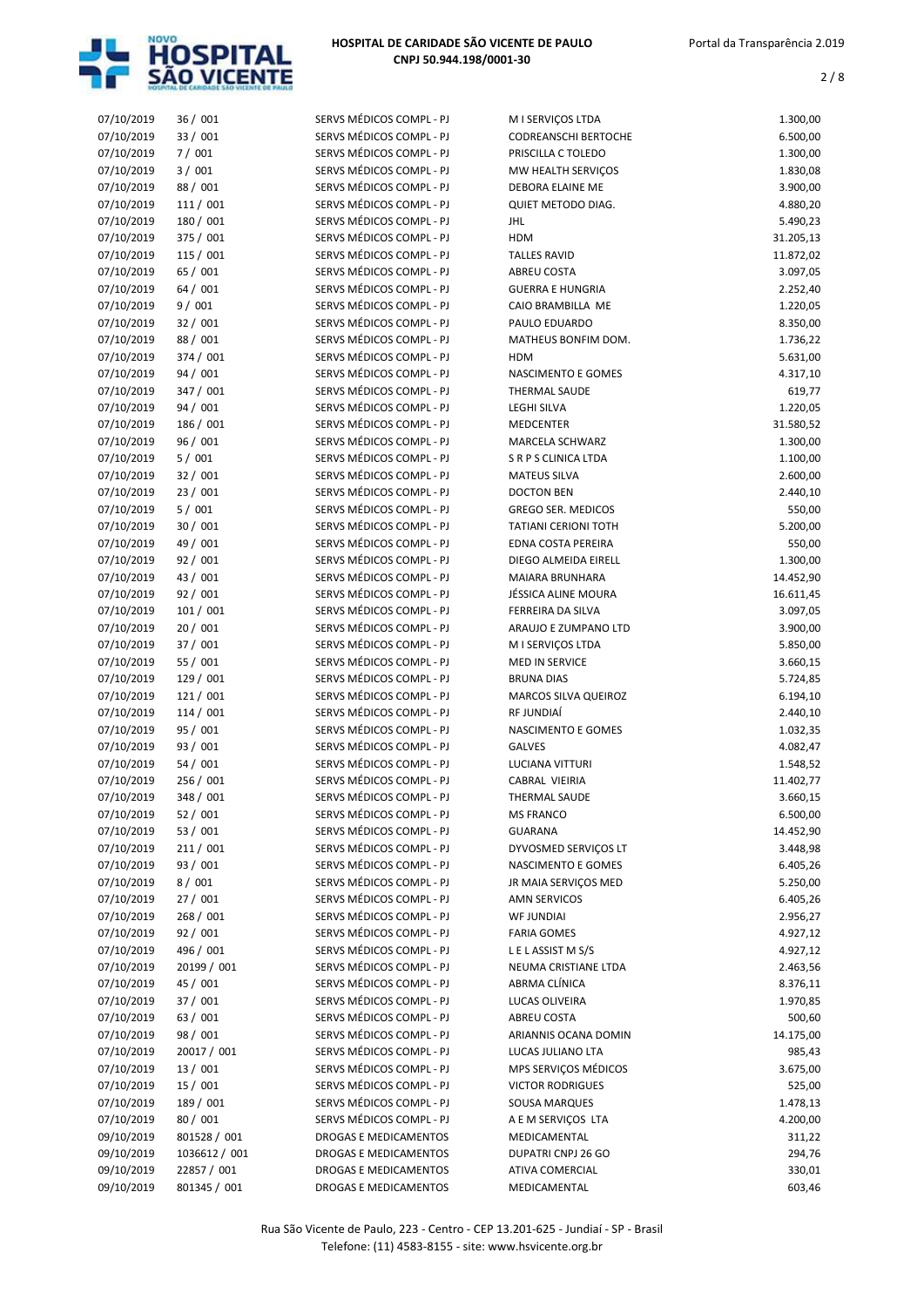| | | | | |
|---|---|---|---|---|
| 07/10/2019 | 36 / 001 | SERVS MÉDICOS COMPL - PJ | M I SERVIÇOS LTDA | 1.300,00 |
| 07/10/2019 | 33 / 001 | SERVS MÉDICOS COMPL - PJ | CODREANSCHI BERTOCHE | 6.500,00 |
| 07/10/2019 | 7 / 001 | SERVS MÉDICOS COMPL - PJ | PRISCILLA C TOLEDO | 1.300,00 |
| 07/10/2019 | 3 / 001 | SERVS MÉDICOS COMPL - PJ | MW HEALTH SERVIÇOS | 1.830,08 |
| 07/10/2019 | 88 / 001 | SERVS MÉDICOS COMPL - PJ | DEBORA ELAINE ME | 3.900,00 |
| 07/10/2019 | 111 / 001 | SERVS MÉDICOS COMPL - PJ | QUIET METODO DIAG. | 4.880,20 |
| 07/10/2019 | 180 / 001 | SERVS MÉDICOS COMPL - PJ | JHL | 5.490,23 |
| 07/10/2019 | 375 / 001 | SERVS MÉDICOS COMPL - PJ | HDM | 31.205,13 |
| 07/10/2019 | 115 / 001 | SERVS MÉDICOS COMPL - PJ | TALLES RAVID | 11.872,02 |
| 07/10/2019 | 65 / 001 | SERVS MÉDICOS COMPL - PJ | ABREU COSTA | 3.097,05 |
| 07/10/2019 | 64 / 001 | SERVS MÉDICOS COMPL - PJ | GUERRA E HUNGRIA | 2.252,40 |
| 07/10/2019 | 9 / 001 | SERVS MÉDICOS COMPL - PJ | CAIO BRAMBILLA ME | 1.220,05 |
| 07/10/2019 | 32 / 001 | SERVS MÉDICOS COMPL - PJ | PAULO EDUARDO | 8.350,00 |
| 07/10/2019 | 88 / 001 | SERVS MÉDICOS COMPL - PJ | MATHEUS BONFIM DOM. | 1.736,22 |
| 07/10/2019 | 374 / 001 | SERVS MÉDICOS COMPL - PJ | HDM | 5.631,00 |
| 07/10/2019 | 94 / 001 | SERVS MÉDICOS COMPL - PJ | NASCIMENTO E GOMES | 4.317,10 |
| 07/10/2019 | 347 / 001 | SERVS MÉDICOS COMPL - PJ | THERMAL SAUDE | 619,77 |
| 07/10/2019 | 94 / 001 | SERVS MÉDICOS COMPL - PJ | LEGHI SILVA | 1.220,05 |
| 07/10/2019 | 186 / 001 | SERVS MÉDICOS COMPL - PJ | MEDCENTER | 31.580,52 |
| 07/10/2019 | 96 / 001 | SERVS MÉDICOS COMPL - PJ | MARCELA SCHWARZ | 1.300,00 |
| 07/10/2019 | 5 / 001 | SERVS MÉDICOS COMPL - PJ | S R P S CLINICA LTDA | 1.100,00 |
| 07/10/2019 | 32 / 001 | SERVS MÉDICOS COMPL - PJ | MATEUS SILVA | 2.600,00 |
| 07/10/2019 | 23 / 001 | SERVS MÉDICOS COMPL - PJ | DOCTON BEN | 2.440,10 |
| 07/10/2019 | 5 / 001 | SERVS MÉDICOS COMPL - PJ | GREGO SER. MEDICOS | 550,00 |
| 07/10/2019 | 30 / 001 | SERVS MÉDICOS COMPL - PJ | TATIANI CERIONI TOTH | 5.200,00 |
| 07/10/2019 | 49 / 001 | SERVS MÉDICOS COMPL - PJ | EDNA COSTA PEREIRA | 550,00 |
| 07/10/2019 | 92 / 001 | SERVS MÉDICOS COMPL - PJ | DIEGO ALMEIDA EIRELL | 1.300,00 |
| 07/10/2019 | 43 / 001 | SERVS MÉDICOS COMPL - PJ | MAIARA BRUNHARA | 14.452,90 |
| 07/10/2019 | 92 / 001 | SERVS MÉDICOS COMPL - PJ | JÉSSICA ALINE MOURA | 16.611,45 |
| 07/10/2019 | 101 / 001 | SERVS MÉDICOS COMPL - PJ | FERREIRA DA SILVA | 3.097,05 |
| 07/10/2019 | 20 / 001 | SERVS MÉDICOS COMPL - PJ | ARAUJO E ZUMPANO LTD | 3.900,00 |
| 07/10/2019 | 37 / 001 | SERVS MÉDICOS COMPL - PJ | M I SERVIÇOS LTDA | 5.850,00 |
| 07/10/2019 | 55 / 001 | SERVS MÉDICOS COMPL - PJ | MED IN SERVICE | 3.660,15 |
| 07/10/2019 | 129 / 001 | SERVS MÉDICOS COMPL - PJ | BRUNA DIAS | 5.724,85 |
| 07/10/2019 | 121 / 001 | SERVS MÉDICOS COMPL - PJ | MARCOS SILVA QUEIROZ | 6.194,10 |
| 07/10/2019 | 114 / 001 | SERVS MÉDICOS COMPL - PJ | RF JUNDIAÍ | 2.440,10 |
| 07/10/2019 | 95 / 001 | SERVS MÉDICOS COMPL - PJ | NASCIMENTO E GOMES | 1.032,35 |
| 07/10/2019 | 93 / 001 | SERVS MÉDICOS COMPL - PJ | GALVES | 4.082,47 |
| 07/10/2019 | 54 / 001 | SERVS MÉDICOS COMPL - PJ | LUCIANA VITTURI | 1.548,52 |
| 07/10/2019 | 256 / 001 | SERVS MÉDICOS COMPL - PJ | CABRAL VIEIRIA | 11.402,77 |
| 07/10/2019 | 348 / 001 | SERVS MÉDICOS COMPL - PJ | THERMAL SAUDE | 3.660,15 |
| 07/10/2019 | 52 / 001 | SERVS MÉDICOS COMPL - PJ | MS FRANCO | 6.500,00 |
| 07/10/2019 | 53 / 001 | SERVS MÉDICOS COMPL - PJ | GUARANA | 14.452,90 |
| 07/10/2019 | 211 / 001 | SERVS MÉDICOS COMPL - PJ | DYVOSMED SERVIÇOS LT | 3.448,98 |
| 07/10/2019 | 93 / 001 | SERVS MÉDICOS COMPL - PJ | NASCIMENTO E GOMES | 6.405,26 |
| 07/10/2019 | 8 / 001 | SERVS MÉDICOS COMPL - PJ | JR MAIA SERVIÇOS MED | 5.250,00 |
| 07/10/2019 | 27 / 001 | SERVS MÉDICOS COMPL - PJ | AMN SERVICOS | 6.405,26 |
| 07/10/2019 | 268 / 001 | SERVS MÉDICOS COMPL - PJ | WF JUNDIAI | 2.956,27 |
| 07/10/2019 | 92 / 001 | SERVS MÉDICOS COMPL - PJ | FARIA GOMES | 4.927,12 |
| 07/10/2019 | 496 / 001 | SERVS MÉDICOS COMPL - PJ | L E L ASSIST M S/S | 4.927,12 |
| 07/10/2019 | 20199 / 001 | SERVS MÉDICOS COMPL - PJ | NEUMA CRISTIANE LTDA | 2.463,56 |
| 07/10/2019 | 45 / 001 | SERVS MÉDICOS COMPL - PJ | ABRMA CLÍNICA | 8.376,11 |
| 07/10/2019 | 37 / 001 | SERVS MÉDICOS COMPL - PJ | LUCAS OLIVEIRA | 1.970,85 |
| 07/10/2019 | 63 / 001 | SERVS MÉDICOS COMPL - PJ | ABREU COSTA | 500,60 |
| 07/10/2019 | 98 / 001 | SERVS MÉDICOS COMPL - PJ | ARIANNIS OCANA DOMIN | 14.175,00 |
| 07/10/2019 | 20017 / 001 | SERVS MÉDICOS COMPL - PJ | LUCAS JULIANO LTA | 985,43 |
| 07/10/2019 | 13 / 001 | SERVS MÉDICOS COMPL - PJ | MPS SERVIÇOS MÉDICOS | 3.675,00 |
| 07/10/2019 | 15 / 001 | SERVS MÉDICOS COMPL - PJ | VICTOR RODRIGUES | 525,00 |
| 07/10/2019 | 189 / 001 | SERVS MÉDICOS COMPL - PJ | SOUSA MARQUES | 1.478,13 |
| 07/10/2019 | 80 / 001 | SERVS MÉDICOS COMPL - PJ | A E M SERVIÇOS LTA | 4.200,00 |
| 09/10/2019 | 801528 / 001 | DROGAS E MEDICAMENTOS | MEDICAMENTAL | 311,22 |
| 09/10/2019 | 1036612 / 001 | DROGAS E MEDICAMENTOS | DUPATRI CNPJ 26 GO | 294,76 |
| 09/10/2019 | 22857 / 001 | DROGAS E MEDICAMENTOS | ATIVA COMERCIAL | 330,01 |
| 09/10/2019 | 801345 / 001 | DROGAS E MEDICAMENTOS | MEDICAMENTAL | 603,46 |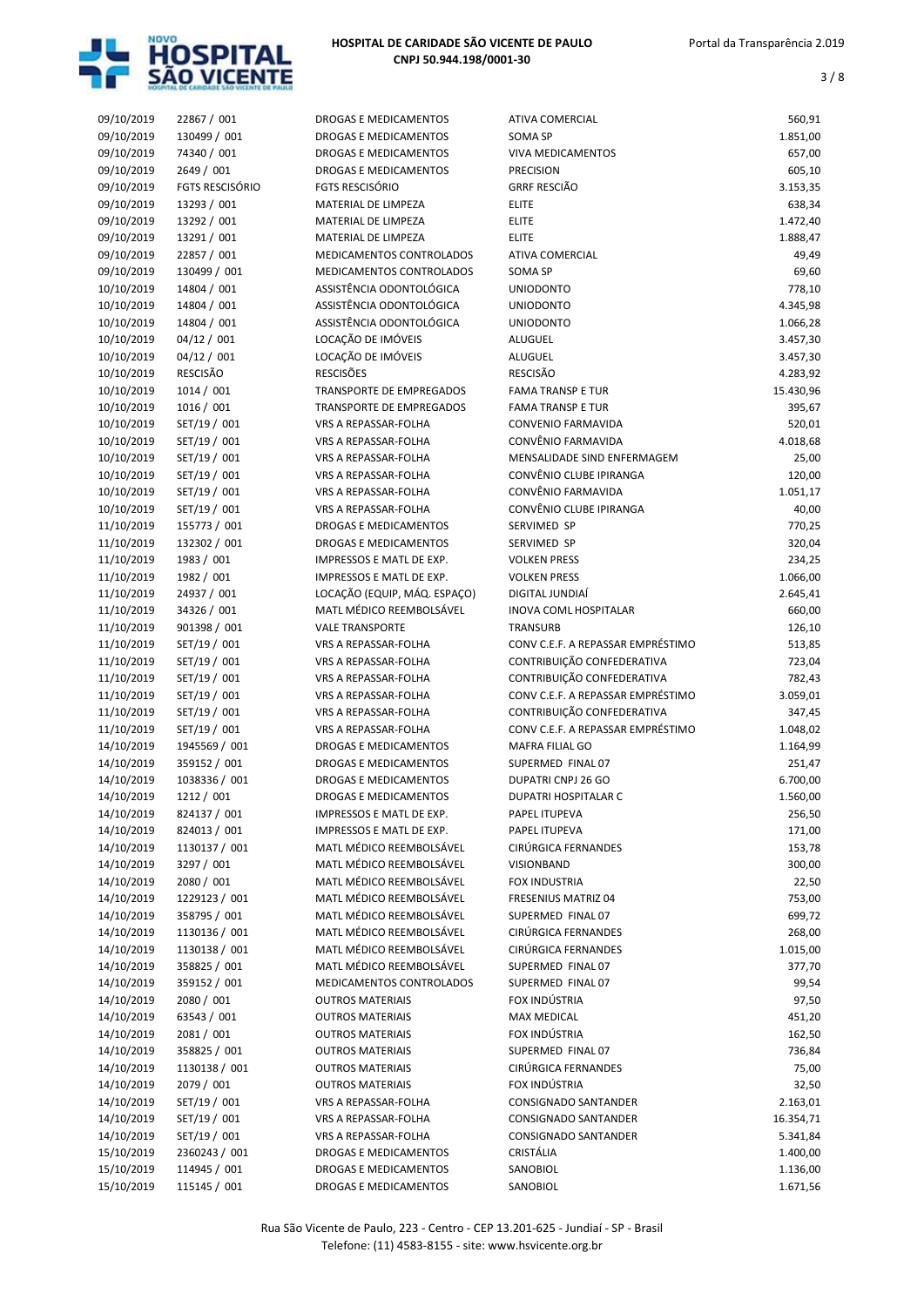| | | | | |
|---|---|---|---|---|
| 09/10/2019 | 22867 / 001 | DROGAS E MEDICAMENTOS | ATIVA COMERCIAL | 560,91 |
| 09/10/2019 | 130499 / 001 | DROGAS E MEDICAMENTOS | SOMA SP | 1.851,00 |
| 09/10/2019 | 74340 / 001 | DROGAS E MEDICAMENTOS | VIVA MEDICAMENTOS | 657,00 |
| 09/10/2019 | 2649 / 001 | DROGAS E MEDICAMENTOS | PRECISION | 605,10 |
| 09/10/2019 | FGTS RESCISÓRIO | FGTS RESCISÓRIO | GRRF RESCIÃO | 3.153,35 |
| 09/10/2019 | 13293 / 001 | MATERIAL DE LIMPEZA | ELITE | 638,34 |
| 09/10/2019 | 13292 / 001 | MATERIAL DE LIMPEZA | ELITE | 1.472,40 |
| 09/10/2019 | 13291 / 001 | MATERIAL DE LIMPEZA | ELITE | 1.888,47 |
| 09/10/2019 | 22857 / 001 | MEDICAMENTOS CONTROLADOS | ATIVA COMERCIAL | 49,49 |
| 09/10/2019 | 130499 / 001 | MEDICAMENTOS CONTROLADOS | SOMA SP | 69,60 |
| 10/10/2019 | 14804 / 001 | ASSISTÊNCIA ODONTOLÓGICA | UNIODONTO | 778,10 |
| 10/10/2019 | 14804 / 001 | ASSISTÊNCIA ODONTOLÓGICA | UNIODONTO | 4.345,98 |
| 10/10/2019 | 14804 / 001 | ASSISTÊNCIA ODONTOLÓGICA | UNIODONTO | 1.066,28 |
| 10/10/2019 | 04/12 / 001 | LOCAÇÃO DE IMÓVEIS | ALUGUEL | 3.457,30 |
| 10/10/2019 | 04/12 / 001 | LOCAÇÃO DE IMÓVEIS | ALUGUEL | 3.457,30 |
| 10/10/2019 | RESCISÃO | RESCISÕES | RESCISÃO | 4.283,92 |
| 10/10/2019 | 1014 / 001 | TRANSPORTE DE EMPREGADOS | FAMA TRANSP E TUR | 15.430,96 |
| 10/10/2019 | 1016 / 001 | TRANSPORTE DE EMPREGADOS | FAMA TRANSP E TUR | 395,67 |
| 10/10/2019 | SET/19 / 001 | VRS A REPASSAR-FOLHA | CONVENIO FARMAVIDA | 520,01 |
| 10/10/2019 | SET/19 / 001 | VRS A REPASSAR-FOLHA | CONVÊNIO FARMAVIDA | 4.018,68 |
| 10/10/2019 | SET/19 / 001 | VRS A REPASSAR-FOLHA | MENSALIDADE SIND ENFERMAGEM | 25,00 |
| 10/10/2019 | SET/19 / 001 | VRS A REPASSAR-FOLHA | CONVÊNIO CLUBE IPIRANGA | 120,00 |
| 10/10/2019 | SET/19 / 001 | VRS A REPASSAR-FOLHA | CONVÊNIO FARMAVIDA | 1.051,17 |
| 10/10/2019 | SET/19 / 001 | VRS A REPASSAR-FOLHA | CONVÊNIO CLUBE IPIRANGA | 40,00 |
| 11/10/2019 | 155773 / 001 | DROGAS E MEDICAMENTOS | SERVIMED SP | 770,25 |
| 11/10/2019 | 132302 / 001 | DROGAS E MEDICAMENTOS | SERVIMED SP | 320,04 |
| 11/10/2019 | 1983 / 001 | IMPRESSOS E MATL DE EXP. | VOLKEN PRESS | 234,25 |
| 11/10/2019 | 1982 / 001 | IMPRESSOS E MATL DE EXP. | VOLKEN PRESS | 1.066,00 |
| 11/10/2019 | 24937 / 001 | LOCAÇÃO (EQUIP, MÁQ. ESPAÇO) | DIGITAL JUNDIAÍ | 2.645,41 |
| 11/10/2019 | 34326 / 001 | MATL MÉDICO REEMBOLSÁVEL | INOVA COML HOSPITALAR | 660,00 |
| 11/10/2019 | 901398 / 001 | VALE TRANSPORTE | TRANSURB | 126,10 |
| 11/10/2019 | SET/19 / 001 | VRS A REPASSAR-FOLHA | CONV C.E.F. A REPASSAR EMPRÉSTIMO | 513,85 |
| 11/10/2019 | SET/19 / 001 | VRS A REPASSAR-FOLHA | CONTRIBUIÇÃO CONFEDERATIVA | 723,04 |
| 11/10/2019 | SET/19 / 001 | VRS A REPASSAR-FOLHA | CONTRIBUIÇÃO CONFEDERATIVA | 782,43 |
| 11/10/2019 | SET/19 / 001 | VRS A REPASSAR-FOLHA | CONV C.E.F. A REPASSAR EMPRÉSTIMO | 3.059,01 |
| 11/10/2019 | SET/19 / 001 | VRS A REPASSAR-FOLHA | CONTRIBUIÇÃO CONFEDERATIVA | 347,45 |
| 11/10/2019 | SET/19 / 001 | VRS A REPASSAR-FOLHA | CONV C.E.F. A REPASSAR EMPRÉSTIMO | 1.048,02 |
| 14/10/2019 | 1945569 / 001 | DROGAS E MEDICAMENTOS | MAFRA FILIAL GO | 1.164,99 |
| 14/10/2019 | 359152 / 001 | DROGAS E MEDICAMENTOS | SUPERMED FINAL 07 | 251,47 |
| 14/10/2019 | 1038336 / 001 | DROGAS E MEDICAMENTOS | DUPATRI CNPJ 26 GO | 6.700,00 |
| 14/10/2019 | 1212 / 001 | DROGAS E MEDICAMENTOS | DUPATRI HOSPITALAR C | 1.560,00 |
| 14/10/2019 | 824137 / 001 | IMPRESSOS E MATL DE EXP. | PAPEL ITUPEVA | 256,50 |
| 14/10/2019 | 824013 / 001 | IMPRESSOS E MATL DE EXP. | PAPEL ITUPEVA | 171,00 |
| 14/10/2019 | 1130137 / 001 | MATL MÉDICO REEMBOLSÁVEL | CIRÚRGICA FERNANDES | 153,78 |
| 14/10/2019 | 3297 / 001 | MATL MÉDICO REEMBOLSÁVEL | VISIONBAND | 300,00 |
| 14/10/2019 | 2080 / 001 | MATL MÉDICO REEMBOLSÁVEL | FOX INDUSTRIA | 22,50 |
| 14/10/2019 | 1229123 / 001 | MATL MÉDICO REEMBOLSÁVEL | FRESENIUS MATRIZ 04 | 753,00 |
| 14/10/2019 | 358795 / 001 | MATL MÉDICO REEMBOLSÁVEL | SUPERMED FINAL 07 | 699,72 |
| 14/10/2019 | 1130136 / 001 | MATL MÉDICO REEMBOLSÁVEL | CIRÚRGICA FERNANDES | 268,00 |
| 14/10/2019 | 1130138 / 001 | MATL MÉDICO REEMBOLSÁVEL | CIRÚRGICA FERNANDES | 1.015,00 |
| 14/10/2019 | 358825 / 001 | MATL MÉDICO REEMBOLSÁVEL | SUPERMED FINAL 07 | 377,70 |
| 14/10/2019 | 359152 / 001 | MEDICAMENTOS CONTROLADOS | SUPERMED FINAL 07 | 99,54 |
| 14/10/2019 | 2080 / 001 | OUTROS MATERIAIS | FOX INDÚSTRIA | 97,50 |
| 14/10/2019 | 63543 / 001 | OUTROS MATERIAIS | MAX MEDICAL | 451,20 |
| 14/10/2019 | 2081 / 001 | OUTROS MATERIAIS | FOX INDÚSTRIA | 162,50 |
| 14/10/2019 | 358825 / 001 | OUTROS MATERIAIS | SUPERMED FINAL 07 | 736,84 |
| 14/10/2019 | 1130138 / 001 | OUTROS MATERIAIS | CIRÚRGICA FERNANDES | 75,00 |
| 14/10/2019 | 2079 / 001 | OUTROS MATERIAIS | FOX INDÚSTRIA | 32,50 |
| 14/10/2019 | SET/19 / 001 | VRS A REPASSAR-FOLHA | CONSIGNADO SANTANDER | 2.163,01 |
| 14/10/2019 | SET/19 / 001 | VRS A REPASSAR-FOLHA | CONSIGNADO SANTANDER | 16.354,71 |
| 14/10/2019 | SET/19 / 001 | VRS A REPASSAR-FOLHA | CONSIGNADO SANTANDER | 5.341,84 |
| 15/10/2019 | 2360243 / 001 | DROGAS E MEDICAMENTOS | CRISTÁLIA | 1.400,00 |
| 15/10/2019 | 114945 / 001 | DROGAS E MEDICAMENTOS | SANOBIOL | 1.136,00 |
| 15/10/2019 | 115145 / 001 | DROGAS E MEDICAMENTOS | SANOBIOL | 1.671,56 |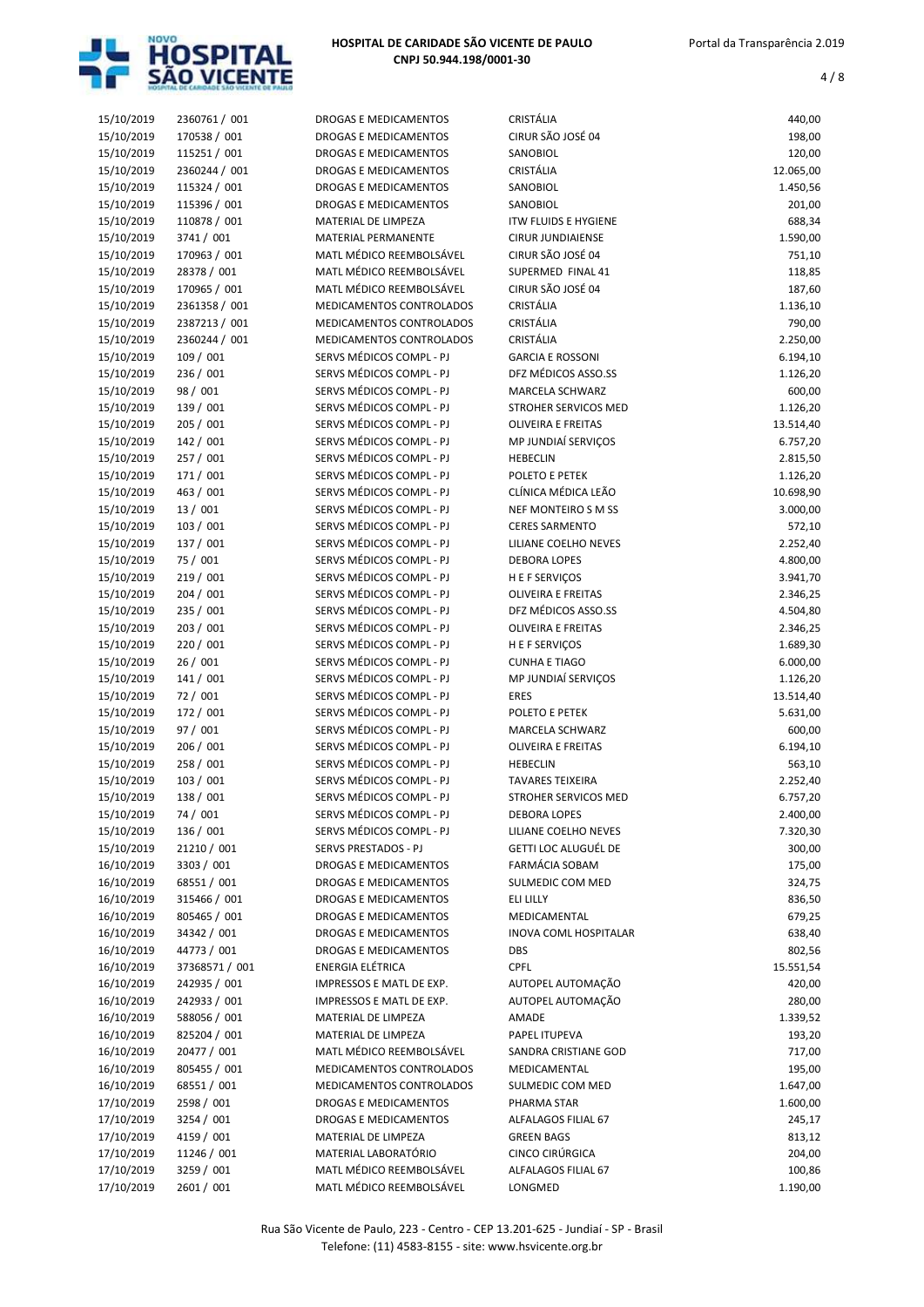| | | | | |
|---|---|---|---|---|
| 15/10/2019 | 2360761 / 001 | DROGAS E MEDICAMENTOS | CRISTÁLIA | 440,00 |
| 15/10/2019 | 170538 / 001 | DROGAS E MEDICAMENTOS | CIRUR SÃO JOSÉ 04 | 198,00 |
| 15/10/2019 | 115251 / 001 | DROGAS E MEDICAMENTOS | SANOBIOL | 120,00 |
| 15/10/2019 | 2360244 / 001 | DROGAS E MEDICAMENTOS | CRISTÁLIA | 12.065,00 |
| 15/10/2019 | 115324 / 001 | DROGAS E MEDICAMENTOS | SANOBIOL | 1.450,56 |
| 15/10/2019 | 115396 / 001 | DROGAS E MEDICAMENTOS | SANOBIOL | 201,00 |
| 15/10/2019 | 110878 / 001 | MATERIAL DE LIMPEZA | ITW FLUIDS E HYGIENE | 688,34 |
| 15/10/2019 | 3741 / 001 | MATERIAL PERMANENTE | CIRUR JUNDIAIENSE | 1.590,00 |
| 15/10/2019 | 170963 / 001 | MATL MÉDICO REEMBOLSÁVEL | CIRUR SÃO JOSÉ 04 | 751,10 |
| 15/10/2019 | 28378 / 001 | MATL MÉDICO REEMBOLSÁVEL | SUPERMED FINAL 41 | 118,85 |
| 15/10/2019 | 170965 / 001 | MATL MÉDICO REEMBOLSÁVEL | CIRUR SÃO JOSÉ 04 | 187,60 |
| 15/10/2019 | 2361358 / 001 | MEDICAMENTOS CONTROLADOS | CRISTÁLIA | 1.136,10 |
| 15/10/2019 | 2387213 / 001 | MEDICAMENTOS CONTROLADOS | CRISTÁLIA | 790,00 |
| 15/10/2019 | 2360244 / 001 | MEDICAMENTOS CONTROLADOS | CRISTÁLIA | 2.250,00 |
| 15/10/2019 | 109 / 001 | SERVS MÉDICOS COMPL - PJ | GARCIA E ROSSONI | 6.194,10 |
| 15/10/2019 | 236 / 001 | SERVS MÉDICOS COMPL - PJ | DFZ MÉDICOS ASSO.SS | 1.126,20 |
| 15/10/2019 | 98 / 001 | SERVS MÉDICOS COMPL - PJ | MARCELA SCHWARZ | 600,00 |
| 15/10/2019 | 139 / 001 | SERVS MÉDICOS COMPL - PJ | STROHER SERVICOS MED | 1.126,20 |
| 15/10/2019 | 205 / 001 | SERVS MÉDICOS COMPL - PJ | OLIVEIRA E FREITAS | 13.514,40 |
| 15/10/2019 | 142 / 001 | SERVS MÉDICOS COMPL - PJ | MP JUNDIAÍ SERVIÇOS | 6.757,20 |
| 15/10/2019 | 257 / 001 | SERVS MÉDICOS COMPL - PJ | HEBECLIN | 2.815,50 |
| 15/10/2019 | 171 / 001 | SERVS MÉDICOS COMPL - PJ | POLETO E PETEK | 1.126,20 |
| 15/10/2019 | 463 / 001 | SERVS MÉDICOS COMPL - PJ | CLÍNICA MÉDICA LEÃO | 10.698,90 |
| 15/10/2019 | 13 / 001 | SERVS MÉDICOS COMPL - PJ | NEF MONTEIRO S M SS | 3.000,00 |
| 15/10/2019 | 103 / 001 | SERVS MÉDICOS COMPL - PJ | CERES SARMENTO | 572,10 |
| 15/10/2019 | 137 / 001 | SERVS MÉDICOS COMPL - PJ | LILIANE COELHO NEVES | 2.252,40 |
| 15/10/2019 | 75 / 001 | SERVS MÉDICOS COMPL - PJ | DEBORA LOPES | 4.800,00 |
| 15/10/2019 | 219 / 001 | SERVS MÉDICOS COMPL - PJ | H E F SERVIÇOS | 3.941,70 |
| 15/10/2019 | 204 / 001 | SERVS MÉDICOS COMPL - PJ | OLIVEIRA E FREITAS | 2.346,25 |
| 15/10/2019 | 235 / 001 | SERVS MÉDICOS COMPL - PJ | DFZ MÉDICOS ASSO.SS | 4.504,80 |
| 15/10/2019 | 203 / 001 | SERVS MÉDICOS COMPL - PJ | OLIVEIRA E FREITAS | 2.346,25 |
| 15/10/2019 | 220 / 001 | SERVS MÉDICOS COMPL - PJ | H E F SERVIÇOS | 1.689,30 |
| 15/10/2019 | 26 / 001 | SERVS MÉDICOS COMPL - PJ | CUNHA E TIAGO | 6.000,00 |
| 15/10/2019 | 141 / 001 | SERVS MÉDICOS COMPL - PJ | MP JUNDIAÍ SERVIÇOS | 1.126,20 |
| 15/10/2019 | 72 / 001 | SERVS MÉDICOS COMPL - PJ | ERES | 13.514,40 |
| 15/10/2019 | 172 / 001 | SERVS MÉDICOS COMPL - PJ | POLETO E PETEK | 5.631,00 |
| 15/10/2019 | 97 / 001 | SERVS MÉDICOS COMPL - PJ | MARCELA SCHWARZ | 600,00 |
| 15/10/2019 | 206 / 001 | SERVS MÉDICOS COMPL - PJ | OLIVEIRA E FREITAS | 6.194,10 |
| 15/10/2019 | 258 / 001 | SERVS MÉDICOS COMPL - PJ | HEBECLIN | 563,10 |
| 15/10/2019 | 103 / 001 | SERVS MÉDICOS COMPL - PJ | TAVARES TEIXEIRA | 2.252,40 |
| 15/10/2019 | 138 / 001 | SERVS MÉDICOS COMPL - PJ | STROHER SERVICOS MED | 6.757,20 |
| 15/10/2019 | 74 / 001 | SERVS MÉDICOS COMPL - PJ | DEBORA LOPES | 2.400,00 |
| 15/10/2019 | 136 / 001 | SERVS MÉDICOS COMPL - PJ | LILIANE COELHO NEVES | 7.320,30 |
| 15/10/2019 | 21210 / 001 | SERVS PRESTADOS - PJ | GETTI LOC ALUGUÉL DE | 300,00 |
| 16/10/2019 | 3303 / 001 | DROGAS E MEDICAMENTOS | FARMÁCIA SOBAM | 175,00 |
| 16/10/2019 | 68551 / 001 | DROGAS E MEDICAMENTOS | SULMEDIC COM MED | 324,75 |
| 16/10/2019 | 315466 / 001 | DROGAS E MEDICAMENTOS | ELI LILLY | 836,50 |
| 16/10/2019 | 805465 / 001 | DROGAS E MEDICAMENTOS | MEDICAMENTAL | 679,25 |
| 16/10/2019 | 34342 / 001 | DROGAS E MEDICAMENTOS | INOVA COML HOSPITALAR | 638,40 |
| 16/10/2019 | 44773 / 001 | DROGAS E MEDICAMENTOS | DBS | 802,56 |
| 16/10/2019 | 37368571 / 001 | ENERGIA ELÉTRICA | CPFL | 15.551,54 |
| 16/10/2019 | 242935 / 001 | IMPRESSOS E MATL DE EXP. | AUTOPEL AUTOMAÇÃO | 420,00 |
| 16/10/2019 | 242933 / 001 | IMPRESSOS E MATL DE EXP. | AUTOPEL AUTOMAÇÃO | 280,00 |
| 16/10/2019 | 588056 / 001 | MATERIAL DE LIMPEZA | AMADE | 1.339,52 |
| 16/10/2019 | 825204 / 001 | MATERIAL DE LIMPEZA | PAPEL ITUPEVA | 193,20 |
| 16/10/2019 | 20477 / 001 | MATL MÉDICO REEMBOLSÁVEL | SANDRA CRISTIANE GOD | 717,00 |
| 16/10/2019 | 805455 / 001 | MEDICAMENTOS CONTROLADOS | MEDICAMENTAL | 195,00 |
| 16/10/2019 | 68551 / 001 | MEDICAMENTOS CONTROLADOS | SULMEDIC COM MED | 1.647,00 |
| 17/10/2019 | 2598 / 001 | DROGAS E MEDICAMENTOS | PHARMA STAR | 1.600,00 |
| 17/10/2019 | 3254 / 001 | DROGAS E MEDICAMENTOS | ALFALAGOS FILIAL 67 | 245,17 |
| 17/10/2019 | 4159 / 001 | MATERIAL DE LIMPEZA | GREEN BAGS | 813,12 |
| 17/10/2019 | 11246 / 001 | MATERIAL LABORATÓRIO | CINCO CIRÚRGICA | 204,00 |
| 17/10/2019 | 3259 / 001 | MATL MÉDICO REEMBOLSÁVEL | ALFALAGOS FILIAL 67 | 100,86 |
| 17/10/2019 | 2601 / 001 | MATL MÉDICO REEMBOLSÁVEL | LONGMED | 1.190,00 |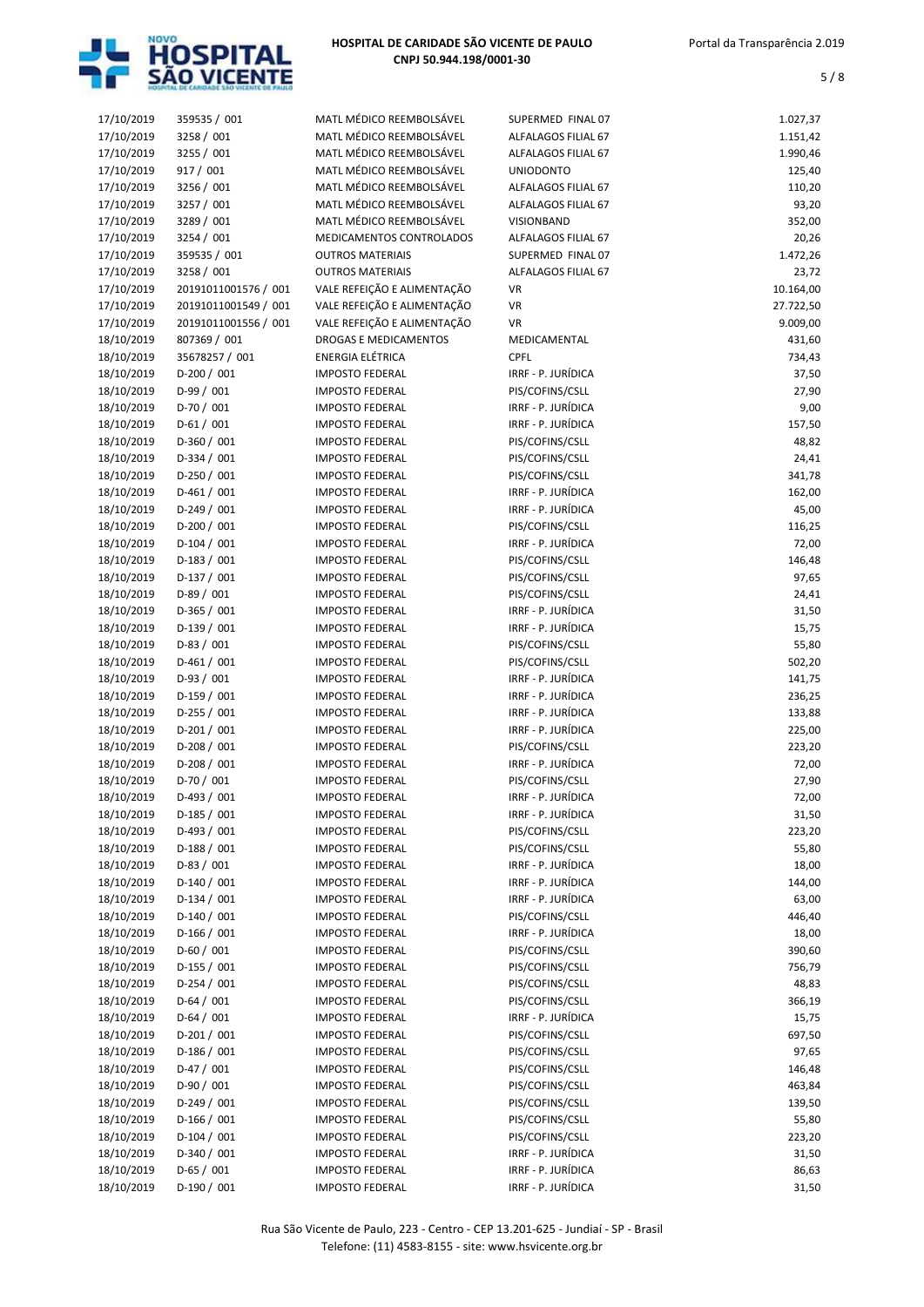| | | | | |
|---|---|---|---|---|
| 17/10/2019 | 359535 / 001 | MATL MÉDICO REEMBOLSÁVEL | SUPERMED FINAL 07 | 1.027,37 |
| 17/10/2019 | 3258 / 001 | MATL MÉDICO REEMBOLSÁVEL | ALFALAGOS FILIAL 67 | 1.151,42 |
| 17/10/2019 | 3255 / 001 | MATL MÉDICO REEMBOLSÁVEL | ALFALAGOS FILIAL 67 | 1.990,46 |
| 17/10/2019 | 917 / 001 | MATL MÉDICO REEMBOLSÁVEL | UNIODONTO | 125,40 |
| 17/10/2019 | 3256 / 001 | MATL MÉDICO REEMBOLSÁVEL | ALFALAGOS FILIAL 67 | 110,20 |
| 17/10/2019 | 3257 / 001 | MATL MÉDICO REEMBOLSÁVEL | ALFALAGOS FILIAL 67 | 93,20 |
| 17/10/2019 | 3289 / 001 | MATL MÉDICO REEMBOLSÁVEL | VISIONBAND | 352,00 |
| 17/10/2019 | 3254 / 001 | MEDICAMENTOS CONTROLADOS | ALFALAGOS FILIAL 67 | 20,26 |
| 17/10/2019 | 359535 / 001 | OUTROS MATERIAIS | SUPERMED FINAL 07 | 1.472,26 |
| 17/10/2019 | 3258 / 001 | OUTROS MATERIAIS | ALFALAGOS FILIAL 67 | 23,72 |
| 17/10/2019 | 20191011001576 / 001 | VALE REFEIÇÃO E ALIMENTAÇÃO | VR | 10.164,00 |
| 17/10/2019 | 20191011001549 / 001 | VALE REFEIÇÃO E ALIMENTAÇÃO | VR | 27.722,50 |
| 17/10/2019 | 20191011001556 / 001 | VALE REFEIÇÃO E ALIMENTAÇÃO | VR | 9.009,00 |
| 18/10/2019 | 807369 / 001 | DROGAS E MEDICAMENTOS | MEDICAMENTAL | 431,60 |
| 18/10/2019 | 35678257 / 001 | ENERGIA ELÉTRICA | CPFL | 734,43 |
| 18/10/2019 | D-200 / 001 | IMPOSTO FEDERAL | IRRF - P. JURÍDICA | 37,50 |
| 18/10/2019 | D-99 / 001 | IMPOSTO FEDERAL | PIS/COFINS/CSLL | 27,90 |
| 18/10/2019 | D-70 / 001 | IMPOSTO FEDERAL | IRRF - P. JURÍDICA | 9,00 |
| 18/10/2019 | D-61 / 001 | IMPOSTO FEDERAL | IRRF - P. JURÍDICA | 157,50 |
| 18/10/2019 | D-360 / 001 | IMPOSTO FEDERAL | PIS/COFINS/CSLL | 48,82 |
| 18/10/2019 | D-334 / 001 | IMPOSTO FEDERAL | PIS/COFINS/CSLL | 24,41 |
| 18/10/2019 | D-250 / 001 | IMPOSTO FEDERAL | PIS/COFINS/CSLL | 341,78 |
| 18/10/2019 | D-461 / 001 | IMPOSTO FEDERAL | IRRF - P. JURÍDICA | 162,00 |
| 18/10/2019 | D-249 / 001 | IMPOSTO FEDERAL | IRRF - P. JURÍDICA | 45,00 |
| 18/10/2019 | D-200 / 001 | IMPOSTO FEDERAL | PIS/COFINS/CSLL | 116,25 |
| 18/10/2019 | D-104 / 001 | IMPOSTO FEDERAL | IRRF - P. JURÍDICA | 72,00 |
| 18/10/2019 | D-183 / 001 | IMPOSTO FEDERAL | PIS/COFINS/CSLL | 146,48 |
| 18/10/2019 | D-137 / 001 | IMPOSTO FEDERAL | PIS/COFINS/CSLL | 97,65 |
| 18/10/2019 | D-89 / 001 | IMPOSTO FEDERAL | PIS/COFINS/CSLL | 24,41 |
| 18/10/2019 | D-365 / 001 | IMPOSTO FEDERAL | IRRF - P. JURÍDICA | 31,50 |
| 18/10/2019 | D-139 / 001 | IMPOSTO FEDERAL | IRRF - P. JURÍDICA | 15,75 |
| 18/10/2019 | D-83 / 001 | IMPOSTO FEDERAL | PIS/COFINS/CSLL | 55,80 |
| 18/10/2019 | D-461 / 001 | IMPOSTO FEDERAL | PIS/COFINS/CSLL | 502,20 |
| 18/10/2019 | D-93 / 001 | IMPOSTO FEDERAL | IRRF - P. JURÍDICA | 141,75 |
| 18/10/2019 | D-159 / 001 | IMPOSTO FEDERAL | IRRF - P. JURÍDICA | 236,25 |
| 18/10/2019 | D-255 / 001 | IMPOSTO FEDERAL | IRRF - P. JURÍDICA | 133,88 |
| 18/10/2019 | D-201 / 001 | IMPOSTO FEDERAL | IRRF - P. JURÍDICA | 225,00 |
| 18/10/2019 | D-208 / 001 | IMPOSTO FEDERAL | PIS/COFINS/CSLL | 223,20 |
| 18/10/2019 | D-208 / 001 | IMPOSTO FEDERAL | IRRF - P. JURÍDICA | 72,00 |
| 18/10/2019 | D-70 / 001 | IMPOSTO FEDERAL | PIS/COFINS/CSLL | 27,90 |
| 18/10/2019 | D-493 / 001 | IMPOSTO FEDERAL | IRRF - P. JURÍDICA | 72,00 |
| 18/10/2019 | D-185 / 001 | IMPOSTO FEDERAL | IRRF - P. JURÍDICA | 31,50 |
| 18/10/2019 | D-493 / 001 | IMPOSTO FEDERAL | PIS/COFINS/CSLL | 223,20 |
| 18/10/2019 | D-188 / 001 | IMPOSTO FEDERAL | PIS/COFINS/CSLL | 55,80 |
| 18/10/2019 | D-83 / 001 | IMPOSTO FEDERAL | IRRF - P. JURÍDICA | 18,00 |
| 18/10/2019 | D-140 / 001 | IMPOSTO FEDERAL | IRRF - P. JURÍDICA | 144,00 |
| 18/10/2019 | D-134 / 001 | IMPOSTO FEDERAL | IRRF - P. JURÍDICA | 63,00 |
| 18/10/2019 | D-140 / 001 | IMPOSTO FEDERAL | PIS/COFINS/CSLL | 446,40 |
| 18/10/2019 | D-166 / 001 | IMPOSTO FEDERAL | IRRF - P. JURÍDICA | 18,00 |
| 18/10/2019 | D-60 / 001 | IMPOSTO FEDERAL | PIS/COFINS/CSLL | 390,60 |
| 18/10/2019 | D-155 / 001 | IMPOSTO FEDERAL | PIS/COFINS/CSLL | 756,79 |
| 18/10/2019 | D-254 / 001 | IMPOSTO FEDERAL | PIS/COFINS/CSLL | 48,83 |
| 18/10/2019 | D-64 / 001 | IMPOSTO FEDERAL | PIS/COFINS/CSLL | 366,19 |
| 18/10/2019 | D-64 / 001 | IMPOSTO FEDERAL | IRRF - P. JURÍDICA | 15,75 |
| 18/10/2019 | D-201 / 001 | IMPOSTO FEDERAL | PIS/COFINS/CSLL | 697,50 |
| 18/10/2019 | D-186 / 001 | IMPOSTO FEDERAL | PIS/COFINS/CSLL | 97,65 |
| 18/10/2019 | D-47 / 001 | IMPOSTO FEDERAL | PIS/COFINS/CSLL | 146,48 |
| 18/10/2019 | D-90 / 001 | IMPOSTO FEDERAL | PIS/COFINS/CSLL | 463,84 |
| 18/10/2019 | D-249 / 001 | IMPOSTO FEDERAL | PIS/COFINS/CSLL | 139,50 |
| 18/10/2019 | D-166 / 001 | IMPOSTO FEDERAL | PIS/COFINS/CSLL | 55,80 |
| 18/10/2019 | D-104 / 001 | IMPOSTO FEDERAL | PIS/COFINS/CSLL | 223,20 |
| 18/10/2019 | D-340 / 001 | IMPOSTO FEDERAL | IRRF - P. JURÍDICA | 31,50 |
| 18/10/2019 | D-65 / 001 | IMPOSTO FEDERAL | IRRF - P. JURÍDICA | 86,63 |
| 18/10/2019 | D-190 / 001 | IMPOSTO FEDERAL | IRRF - P. JURÍDICA | 31,50 |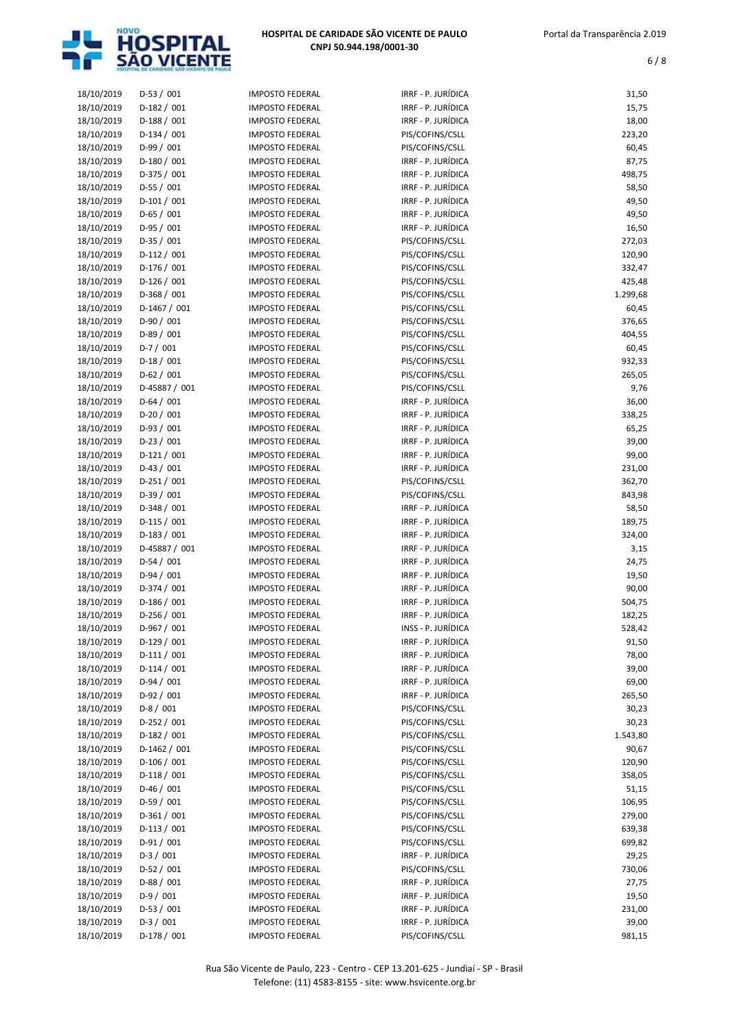| | | | | |
|---|---|---|---|---|
| 18/10/2019 | D-53 / 001 | IMPOSTO FEDERAL | IRRF - P. JURÍDICA | 31,50 |
| 18/10/2019 | D-182 / 001 | IMPOSTO FEDERAL | IRRF - P. JURÍDICA | 15,75 |
| 18/10/2019 | D-188 / 001 | IMPOSTO FEDERAL | IRRF - P. JURÍDICA | 18,00 |
| 18/10/2019 | D-134 / 001 | IMPOSTO FEDERAL | PIS/COFINS/CSLL | 223,20 |
| 18/10/2019 | D-99 / 001 | IMPOSTO FEDERAL | PIS/COFINS/CSLL | 60,45 |
| 18/10/2019 | D-180 / 001 | IMPOSTO FEDERAL | IRRF - P. JURÍDICA | 87,75 |
| 18/10/2019 | D-375 / 001 | IMPOSTO FEDERAL | IRRF - P. JURÍDICA | 498,75 |
| 18/10/2019 | D-55 / 001 | IMPOSTO FEDERAL | IRRF - P. JURÍDICA | 58,50 |
| 18/10/2019 | D-101 / 001 | IMPOSTO FEDERAL | IRRF - P. JURÍDICA | 49,50 |
| 18/10/2019 | D-65 / 001 | IMPOSTO FEDERAL | IRRF - P. JURÍDICA | 49,50 |
| 18/10/2019 | D-95 / 001 | IMPOSTO FEDERAL | IRRF - P. JURÍDICA | 16,50 |
| 18/10/2019 | D-35 / 001 | IMPOSTO FEDERAL | PIS/COFINS/CSLL | 272,03 |
| 18/10/2019 | D-112 / 001 | IMPOSTO FEDERAL | PIS/COFINS/CSLL | 120,90 |
| 18/10/2019 | D-176 / 001 | IMPOSTO FEDERAL | PIS/COFINS/CSLL | 332,47 |
| 18/10/2019 | D-126 / 001 | IMPOSTO FEDERAL | PIS/COFINS/CSLL | 425,48 |
| 18/10/2019 | D-368 / 001 | IMPOSTO FEDERAL | PIS/COFINS/CSLL | 1.299,68 |
| 18/10/2019 | D-1467 / 001 | IMPOSTO FEDERAL | PIS/COFINS/CSLL | 60,45 |
| 18/10/2019 | D-90 / 001 | IMPOSTO FEDERAL | PIS/COFINS/CSLL | 376,65 |
| 18/10/2019 | D-89 / 001 | IMPOSTO FEDERAL | PIS/COFINS/CSLL | 404,55 |
| 18/10/2019 | D-7 / 001 | IMPOSTO FEDERAL | PIS/COFINS/CSLL | 60,45 |
| 18/10/2019 | D-18 / 001 | IMPOSTO FEDERAL | PIS/COFINS/CSLL | 932,33 |
| 18/10/2019 | D-62 / 001 | IMPOSTO FEDERAL | PIS/COFINS/CSLL | 265,05 |
| 18/10/2019 | D-45887 / 001 | IMPOSTO FEDERAL | PIS/COFINS/CSLL | 9,76 |
| 18/10/2019 | D-64 / 001 | IMPOSTO FEDERAL | IRRF - P. JURÍDICA | 36,00 |
| 18/10/2019 | D-20 / 001 | IMPOSTO FEDERAL | IRRF - P. JURÍDICA | 338,25 |
| 18/10/2019 | D-93 / 001 | IMPOSTO FEDERAL | IRRF - P. JURÍDICA | 65,25 |
| 18/10/2019 | D-23 / 001 | IMPOSTO FEDERAL | IRRF - P. JURÍDICA | 39,00 |
| 18/10/2019 | D-121 / 001 | IMPOSTO FEDERAL | IRRF - P. JURÍDICA | 99,00 |
| 18/10/2019 | D-43 / 001 | IMPOSTO FEDERAL | IRRF - P. JURÍDICA | 231,00 |
| 18/10/2019 | D-251 / 001 | IMPOSTO FEDERAL | PIS/COFINS/CSLL | 362,70 |
| 18/10/2019 | D-39 / 001 | IMPOSTO FEDERAL | PIS/COFINS/CSLL | 843,98 |
| 18/10/2019 | D-348 / 001 | IMPOSTO FEDERAL | IRRF - P. JURÍDICA | 58,50 |
| 18/10/2019 | D-115 / 001 | IMPOSTO FEDERAL | IRRF - P. JURÍDICA | 189,75 |
| 18/10/2019 | D-183 / 001 | IMPOSTO FEDERAL | IRRF - P. JURÍDICA | 324,00 |
| 18/10/2019 | D-45887 / 001 | IMPOSTO FEDERAL | IRRF - P. JURÍDICA | 3,15 |
| 18/10/2019 | D-54 / 001 | IMPOSTO FEDERAL | IRRF - P. JURÍDICA | 24,75 |
| 18/10/2019 | D-94 / 001 | IMPOSTO FEDERAL | IRRF - P. JURÍDICA | 19,50 |
| 18/10/2019 | D-374 / 001 | IMPOSTO FEDERAL | IRRF - P. JURÍDICA | 90,00 |
| 18/10/2019 | D-186 / 001 | IMPOSTO FEDERAL | IRRF - P. JURÍDICA | 504,75 |
| 18/10/2019 | D-256 / 001 | IMPOSTO FEDERAL | IRRF - P. JURÍDICA | 182,25 |
| 18/10/2019 | D-967 / 001 | IMPOSTO FEDERAL | INSS - P. JURÍDICA | 528,42 |
| 18/10/2019 | D-129 / 001 | IMPOSTO FEDERAL | IRRF - P. JURÍDICA | 91,50 |
| 18/10/2019 | D-111 / 001 | IMPOSTO FEDERAL | IRRF - P. JURÍDICA | 78,00 |
| 18/10/2019 | D-114 / 001 | IMPOSTO FEDERAL | IRRF - P. JURÍDICA | 39,00 |
| 18/10/2019 | D-94 / 001 | IMPOSTO FEDERAL | IRRF - P. JURÍDICA | 69,00 |
| 18/10/2019 | D-92 / 001 | IMPOSTO FEDERAL | IRRF - P. JURÍDICA | 265,50 |
| 18/10/2019 | D-8 / 001 | IMPOSTO FEDERAL | PIS/COFINS/CSLL | 30,23 |
| 18/10/2019 | D-252 / 001 | IMPOSTO FEDERAL | PIS/COFINS/CSLL | 30,23 |
| 18/10/2019 | D-182 / 001 | IMPOSTO FEDERAL | PIS/COFINS/CSLL | 1.543,80 |
| 18/10/2019 | D-1462 / 001 | IMPOSTO FEDERAL | PIS/COFINS/CSLL | 90,67 |
| 18/10/2019 | D-106 / 001 | IMPOSTO FEDERAL | PIS/COFINS/CSLL | 120,90 |
| 18/10/2019 | D-118 / 001 | IMPOSTO FEDERAL | PIS/COFINS/CSLL | 358,05 |
| 18/10/2019 | D-46 / 001 | IMPOSTO FEDERAL | PIS/COFINS/CSLL | 51,15 |
| 18/10/2019 | D-59 / 001 | IMPOSTO FEDERAL | PIS/COFINS/CSLL | 106,95 |
| 18/10/2019 | D-361 / 001 | IMPOSTO FEDERAL | PIS/COFINS/CSLL | 279,00 |
| 18/10/2019 | D-113 / 001 | IMPOSTO FEDERAL | PIS/COFINS/CSLL | 639,38 |
| 18/10/2019 | D-91 / 001 | IMPOSTO FEDERAL | PIS/COFINS/CSLL | 699,82 |
| 18/10/2019 | D-3 / 001 | IMPOSTO FEDERAL | IRRF - P. JURÍDICA | 29,25 |
| 18/10/2019 | D-52 / 001 | IMPOSTO FEDERAL | PIS/COFINS/CSLL | 730,06 |
| 18/10/2019 | D-88 / 001 | IMPOSTO FEDERAL | IRRF - P. JURÍDICA | 27,75 |
| 18/10/2019 | D-9 / 001 | IMPOSTO FEDERAL | IRRF - P. JURÍDICA | 19,50 |
| 18/10/2019 | D-53 / 001 | IMPOSTO FEDERAL | IRRF - P. JURÍDICA | 231,00 |
| 18/10/2019 | D-3 / 001 | IMPOSTO FEDERAL | IRRF - P. JURÍDICA | 39,00 |
| 18/10/2019 | D-178 / 001 | IMPOSTO FEDERAL | PIS/COFINS/CSLL | 981,15 |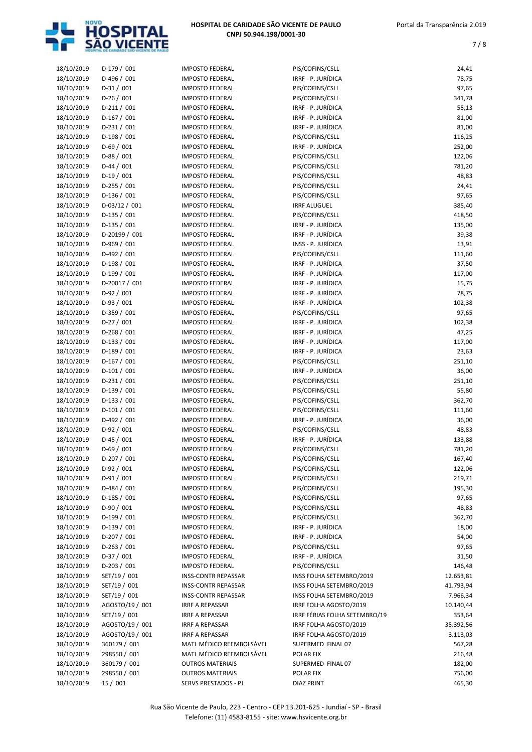| | | | | |
|---|---|---|---|---|
| 18/10/2019 | D-179 / 001 | IMPOSTO FEDERAL | PIS/COFINS/CSLL | 24,41 |
| 18/10/2019 | D-496 / 001 | IMPOSTO FEDERAL | IRRF - P. JURÍDICA | 78,75 |
| 18/10/2019 | D-31 / 001 | IMPOSTO FEDERAL | PIS/COFINS/CSLL | 97,65 |
| 18/10/2019 | D-26 / 001 | IMPOSTO FEDERAL | PIS/COFINS/CSLL | 341,78 |
| 18/10/2019 | D-211 / 001 | IMPOSTO FEDERAL | IRRF - P. JURÍDICA | 55,13 |
| 18/10/2019 | D-167 / 001 | IMPOSTO FEDERAL | IRRF - P. JURÍDICA | 81,00 |
| 18/10/2019 | D-231 / 001 | IMPOSTO FEDERAL | IRRF - P. JURÍDICA | 81,00 |
| 18/10/2019 | D-198 / 001 | IMPOSTO FEDERAL | PIS/COFINS/CSLL | 116,25 |
| 18/10/2019 | D-69 / 001 | IMPOSTO FEDERAL | IRRF - P. JURÍDICA | 252,00 |
| 18/10/2019 | D-88 / 001 | IMPOSTO FEDERAL | PIS/COFINS/CSLL | 122,06 |
| 18/10/2019 | D-44 / 001 | IMPOSTO FEDERAL | PIS/COFINS/CSLL | 781,20 |
| 18/10/2019 | D-19 / 001 | IMPOSTO FEDERAL | PIS/COFINS/CSLL | 48,83 |
| 18/10/2019 | D-255 / 001 | IMPOSTO FEDERAL | PIS/COFINS/CSLL | 24,41 |
| 18/10/2019 | D-136 / 001 | IMPOSTO FEDERAL | PIS/COFINS/CSLL | 97,65 |
| 18/10/2019 | D-03/12 / 001 | IMPOSTO FEDERAL | IRRF ALUGUEL | 385,40 |
| 18/10/2019 | D-135 / 001 | IMPOSTO FEDERAL | PIS/COFINS/CSLL | 418,50 |
| 18/10/2019 | D-135 / 001 | IMPOSTO FEDERAL | IRRF - P. JURÍDICA | 135,00 |
| 18/10/2019 | D-20199 / 001 | IMPOSTO FEDERAL | IRRF - P. JURÍDICA | 39,38 |
| 18/10/2019 | D-969 / 001 | IMPOSTO FEDERAL | INSS - P. JURÍDICA | 13,91 |
| 18/10/2019 | D-492 / 001 | IMPOSTO FEDERAL | PIS/COFINS/CSLL | 111,60 |
| 18/10/2019 | D-198 / 001 | IMPOSTO FEDERAL | IRRF - P. JURÍDICA | 37,50 |
| 18/10/2019 | D-199 / 001 | IMPOSTO FEDERAL | IRRF - P. JURÍDICA | 117,00 |
| 18/10/2019 | D-20017 / 001 | IMPOSTO FEDERAL | IRRF - P. JURÍDICA | 15,75 |
| 18/10/2019 | D-92 / 001 | IMPOSTO FEDERAL | IRRF - P. JURÍDICA | 78,75 |
| 18/10/2019 | D-93 / 001 | IMPOSTO FEDERAL | IRRF - P. JURÍDICA | 102,38 |
| 18/10/2019 | D-359 / 001 | IMPOSTO FEDERAL | PIS/COFINS/CSLL | 97,65 |
| 18/10/2019 | D-27 / 001 | IMPOSTO FEDERAL | IRRF - P. JURÍDICA | 102,38 |
| 18/10/2019 | D-268 / 001 | IMPOSTO FEDERAL | IRRF - P. JURÍDICA | 47,25 |
| 18/10/2019 | D-133 / 001 | IMPOSTO FEDERAL | IRRF - P. JURÍDICA | 117,00 |
| 18/10/2019 | D-189 / 001 | IMPOSTO FEDERAL | IRRF - P. JURÍDICA | 23,63 |
| 18/10/2019 | D-167 / 001 | IMPOSTO FEDERAL | PIS/COFINS/CSLL | 251,10 |
| 18/10/2019 | D-101 / 001 | IMPOSTO FEDERAL | IRRF - P. JURÍDICA | 36,00 |
| 18/10/2019 | D-231 / 001 | IMPOSTO FEDERAL | PIS/COFINS/CSLL | 251,10 |
| 18/10/2019 | D-139 / 001 | IMPOSTO FEDERAL | PIS/COFINS/CSLL | 55,80 |
| 18/10/2019 | D-133 / 001 | IMPOSTO FEDERAL | PIS/COFINS/CSLL | 362,70 |
| 18/10/2019 | D-101 / 001 | IMPOSTO FEDERAL | PIS/COFINS/CSLL | 111,60 |
| 18/10/2019 | D-492 / 001 | IMPOSTO FEDERAL | IRRF - P. JURÍDICA | 36,00 |
| 18/10/2019 | D-92 / 001 | IMPOSTO FEDERAL | PIS/COFINS/CSLL | 48,83 |
| 18/10/2019 | D-45 / 001 | IMPOSTO FEDERAL | IRRF - P. JURÍDICA | 133,88 |
| 18/10/2019 | D-69 / 001 | IMPOSTO FEDERAL | PIS/COFINS/CSLL | 781,20 |
| 18/10/2019 | D-207 / 001 | IMPOSTO FEDERAL | PIS/COFINS/CSLL | 167,40 |
| 18/10/2019 | D-92 / 001 | IMPOSTO FEDERAL | PIS/COFINS/CSLL | 122,06 |
| 18/10/2019 | D-91 / 001 | IMPOSTO FEDERAL | PIS/COFINS/CSLL | 219,71 |
| 18/10/2019 | D-484 / 001 | IMPOSTO FEDERAL | PIS/COFINS/CSLL | 195,30 |
| 18/10/2019 | D-185 / 001 | IMPOSTO FEDERAL | PIS/COFINS/CSLL | 97,65 |
| 18/10/2019 | D-90 / 001 | IMPOSTO FEDERAL | PIS/COFINS/CSLL | 48,83 |
| 18/10/2019 | D-199 / 001 | IMPOSTO FEDERAL | PIS/COFINS/CSLL | 362,70 |
| 18/10/2019 | D-139 / 001 | IMPOSTO FEDERAL | IRRF - P. JURÍDICA | 18,00 |
| 18/10/2019 | D-207 / 001 | IMPOSTO FEDERAL | IRRF - P. JURÍDICA | 54,00 |
| 18/10/2019 | D-263 / 001 | IMPOSTO FEDERAL | PIS/COFINS/CSLL | 97,65 |
| 18/10/2019 | D-37 / 001 | IMPOSTO FEDERAL | IRRF - P. JURÍDICA | 31,50 |
| 18/10/2019 | D-203 / 001 | IMPOSTO FEDERAL | PIS/COFINS/CSLL | 146,48 |
| 18/10/2019 | SET/19 / 001 | INSS-CONTR REPASSAR | INSS FOLHA SETEMBRO/2019 | 12.653,81 |
| 18/10/2019 | SET/19 / 001 | INSS-CONTR REPASSAR | INSS FOLHA SETEMBRO/2019 | 41.793,94 |
| 18/10/2019 | SET/19 / 001 | INSS-CONTR REPASSAR | INSS FOLHA SETEMBRO/2019 | 7.966,34 |
| 18/10/2019 | AGOSTO/19 / 001 | IRRF A REPASSAR | IRRF FOLHA AGOSTO/2019 | 10.140,44 |
| 18/10/2019 | SET/19 / 001 | IRRF A REPASSAR | IRRF FÉRIAS FOLHA SETEMBRO/19 | 353,64 |
| 18/10/2019 | AGOSTO/19 / 001 | IRRF A REPASSAR | IRRF FOLHA AGOSTO/2019 | 35.392,56 |
| 18/10/2019 | AGOSTO/19 / 001 | IRRF A REPASSAR | IRRF FOLHA AGOSTO/2019 | 3.113,03 |
| 18/10/2019 | 360179 / 001 | MATL MÉDICO REEMBOLSÁVEL | SUPERMED FINAL 07 | 567,28 |
| 18/10/2019 | 298550 / 001 | MATL MÉDICO REEMBOLSÁVEL | POLAR FIX | 216,48 |
| 18/10/2019 | 360179 / 001 | OUTROS MATERIAIS | SUPERMED FINAL 07 | 182,00 |
| 18/10/2019 | 298550 / 001 | OUTROS MATERIAIS | POLAR FIX | 756,00 |
| 18/10/2019 | 15 / 001 | SERVS PRESTADOS - PJ | DIAZ PRINT | 465,30 |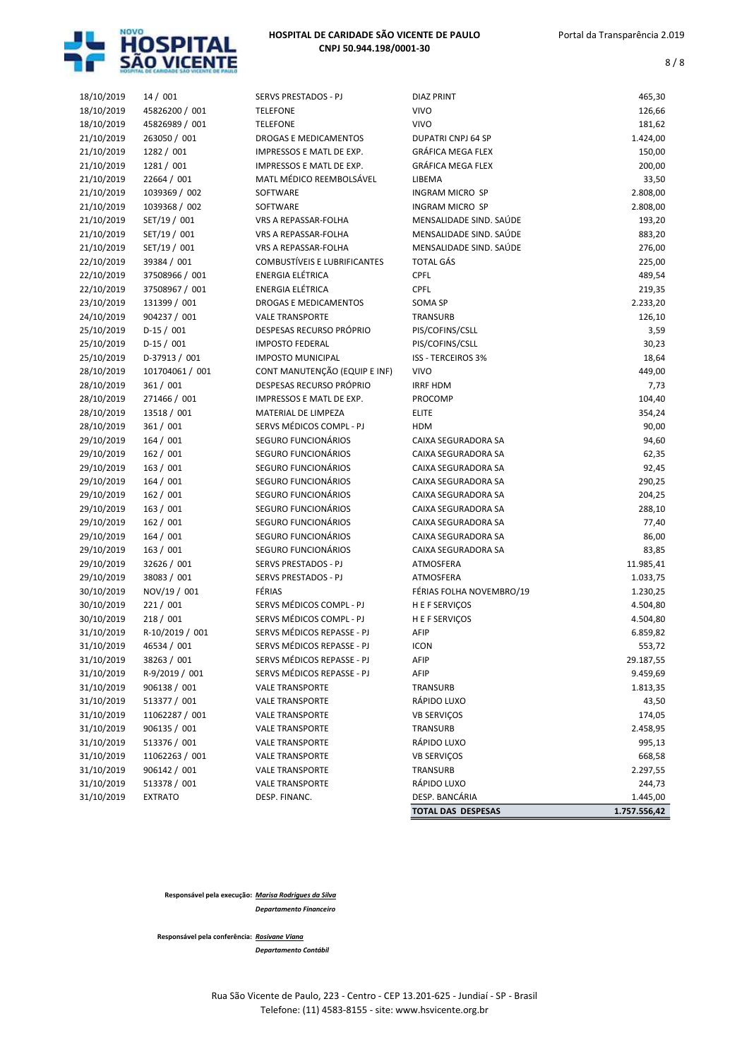| | | | | |
|---|---|---|---|---|
| 18/10/2019 | 14 / 001 | SERVS PRESTADOS - PJ | DIAZ PRINT | 465,30 |
| 18/10/2019 | 45826200 / 001 | TELEFONE | VIVO | 126,66 |
| 18/10/2019 | 45826989 / 001 | TELEFONE | VIVO | 181,62 |
| 21/10/2019 | 263050 / 001 | DROGAS E MEDICAMENTOS | DUPATRI CNPJ 64 SP | 1.424,00 |
| 21/10/2019 | 1282 / 001 | IMPRESSOS E MATL DE EXP. | GRÁFICA MEGA FLEX | 150,00 |
| 21/10/2019 | 1281 / 001 | IMPRESSOS E MATL DE EXP. | GRÁFICA MEGA FLEX | 200,00 |
| 21/10/2019 | 22664 / 001 | MATL MÉDICO REEMBOLSÁVEL | LIBEMA | 33,50 |
| 21/10/2019 | 1039369 / 002 | SOFTWARE | INGRAM MICRO SP | 2.808,00 |
| 21/10/2019 | 1039368 / 002 | SOFTWARE | INGRAM MICRO SP | 2.808,00 |
| 21/10/2019 | SET/19 / 001 | VRS A REPASSAR-FOLHA | MENSALIDADE SIND. SAÚDE | 193,20 |
| 21/10/2019 | SET/19 / 001 | VRS A REPASSAR-FOLHA | MENSALIDADE SIND. SAÚDE | 883,20 |
| 21/10/2019 | SET/19 / 001 | VRS A REPASSAR-FOLHA | MENSALIDADE SIND. SAÚDE | 276,00 |
| 22/10/2019 | 39384 / 001 | COMBUSTÍVEIS E LUBRIFICANTES | TOTAL GÁS | 225,00 |
| 22/10/2019 | 37508966 / 001 | ENERGIA ELÉTRICA | CPFL | 489,54 |
| 22/10/2019 | 37508967 / 001 | ENERGIA ELÉTRICA | CPFL | 219,35 |
| 23/10/2019 | 131399 / 001 | DROGAS E MEDICAMENTOS | SOMA SP | 2.233,20 |
| 24/10/2019 | 904237 / 001 | VALE TRANSPORTE | TRANSURB | 126,10 |
| 25/10/2019 | D-15 / 001 | DESPESAS RECURSO PRÓPRIO | PIS/COFINS/CSLL | 3,59 |
| 25/10/2019 | D-15 / 001 | IMPOSTO FEDERAL | PIS/COFINS/CSLL | 30,23 |
| 25/10/2019 | D-37913 / 001 | IMPOSTO MUNICIPAL | ISS - TERCEIROS 3% | 18,64 |
| 28/10/2019 | 101704061 / 001 | CONT MANUTENÇÃO (EQUIP E INF) | VIVO | 449,00 |
| 28/10/2019 | 361 / 001 | DESPESAS RECURSO PRÓPRIO | IRRF HDM | 7,73 |
| 28/10/2019 | 271466 / 001 | IMPRESSOS E MATL DE EXP. | PROCOMP | 104,40 |
| 28/10/2019 | 13518 / 001 | MATERIAL DE LIMPEZA | ELITE | 354,24 |
| 28/10/2019 | 361 / 001 | SERVS MÉDICOS COMPL - PJ | HDM | 90,00 |
| 29/10/2019 | 164 / 001 | SEGURO FUNCIONÁRIOS | CAIXA SEGURADORA SA | 94,60 |
| 29/10/2019 | 162 / 001 | SEGURO FUNCIONÁRIOS | CAIXA SEGURADORA SA | 62,35 |
| 29/10/2019 | 163 / 001 | SEGURO FUNCIONÁRIOS | CAIXA SEGURADORA SA | 92,45 |
| 29/10/2019 | 164 / 001 | SEGURO FUNCIONÁRIOS | CAIXA SEGURADORA SA | 290,25 |
| 29/10/2019 | 162 / 001 | SEGURO FUNCIONÁRIOS | CAIXA SEGURADORA SA | 204,25 |
| 29/10/2019 | 163 / 001 | SEGURO FUNCIONÁRIOS | CAIXA SEGURADORA SA | 288,10 |
| 29/10/2019 | 162 / 001 | SEGURO FUNCIONÁRIOS | CAIXA SEGURADORA SA | 77,40 |
| 29/10/2019 | 164 / 001 | SEGURO FUNCIONÁRIOS | CAIXA SEGURADORA SA | 86,00 |
| 29/10/2019 | 163 / 001 | SEGURO FUNCIONÁRIOS | CAIXA SEGURADORA SA | 83,85 |
| 29/10/2019 | 32626 / 001 | SERVS PRESTADOS - PJ | ATMOSFERA | 11.985,41 |
| 29/10/2019 | 38083 / 001 | SERVS PRESTADOS - PJ | ATMOSFERA | 1.033,75 |
| 30/10/2019 | NOV/19 / 001 | FÉRIAS | FÉRIAS FOLHA NOVEMBRO/19 | 1.230,25 |
| 30/10/2019 | 221 / 001 | SERVS MÉDICOS COMPL - PJ | H E F SERVIÇOS | 4.504,80 |
| 30/10/2019 | 218 / 001 | SERVS MÉDICOS COMPL - PJ | H E F SERVIÇOS | 4.504,80 |
| 31/10/2019 | R-10/2019 / 001 | SERVS MÉDICOS REPASSE - PJ | AFIP | 6.859,82 |
| 31/10/2019 | 46534 / 001 | SERVS MÉDICOS REPASSE - PJ | ICON | 553,72 |
| 31/10/2019 | 38263 / 001 | SERVS MÉDICOS REPASSE - PJ | AFIP | 29.187,55 |
| 31/10/2019 | R-9/2019 / 001 | SERVS MÉDICOS REPASSE - PJ | AFIP | 9.459,69 |
| 31/10/2019 | 906138 / 001 | VALE TRANSPORTE | TRANSURB | 1.813,35 |
| 31/10/2019 | 513377 / 001 | VALE TRANSPORTE | RÁPIDO LUXO | 43,50 |
| 31/10/2019 | 11062287 / 001 | VALE TRANSPORTE | VB SERVIÇOS | 174,05 |
| 31/10/2019 | 906135 / 001 | VALE TRANSPORTE | TRANSURB | 2.458,95 |
| 31/10/2019 | 513376 / 001 | VALE TRANSPORTE | RÁPIDO LUXO | 995,13 |
| 31/10/2019 | 11062263 / 001 | VALE TRANSPORTE | VB SERVIÇOS | 668,58 |
| 31/10/2019 | 906142 / 001 | VALE TRANSPORTE | TRANSURB | 2.297,55 |
| 31/10/2019 | 513378 / 001 | VALE TRANSPORTE | RÁPIDO LUXO | 244,73 |
| 31/10/2019 | EXTRATO | DESP. FINANC. | DESP. BANCÁRIA | 1.445,00 |
| | | | **TOTAL DAS DESPESAS** | **1.757.556,42** |

**Responsável pela execução:** ***Marisa Rodrigues da Silva***

***Departamento Financeiro***

**Responsável pela conferência:** ***Rosivane Viana***

***Departamento Contábil***

Rua São Vicente de Paulo, 223 - Centro - CEP 13.201-625 - Jundiaí - SP - Brasil
Telefone: (11) 4583-8155 - site: www.hsvicente.org.br